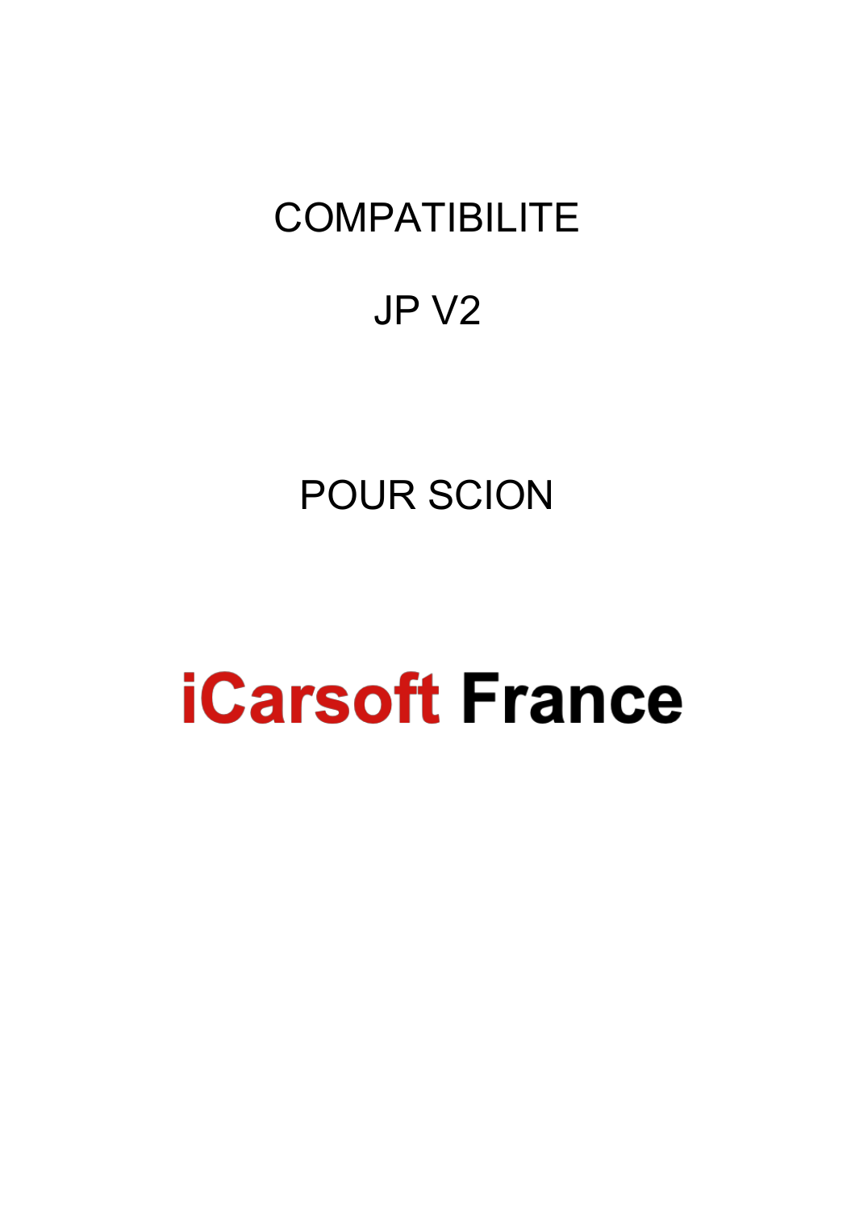# COMPATIBILITE

# JP V2

# POUR SCION

# **iCarsoft France**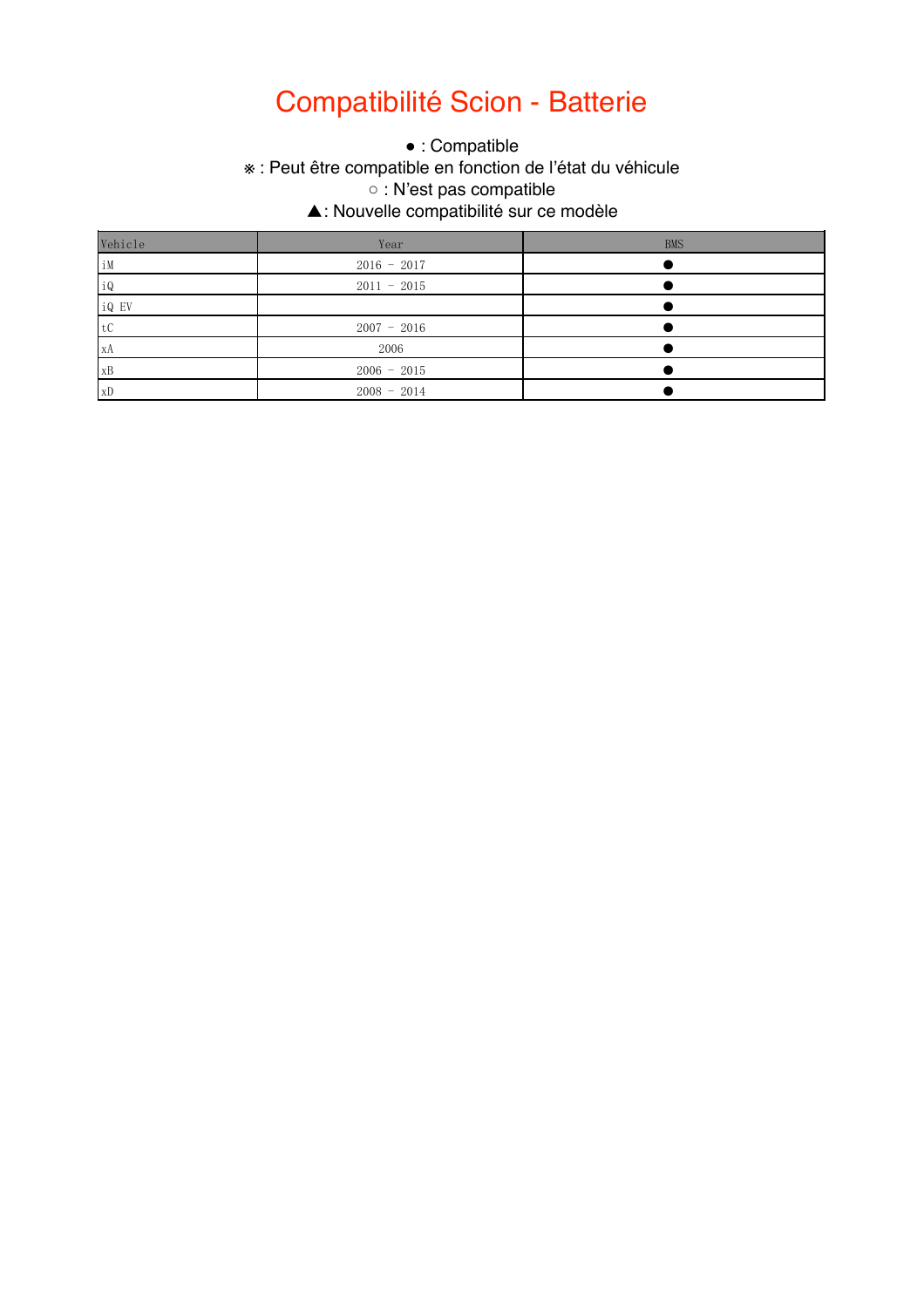# Compatibilité Scion - Batterie

● : Compatible
※ : Peut être compatible en fonction de l’état du véhicule
○ : N’est pas compatible
▲: Nouvelle compatibilité sur ce modèle

| Vehicle | Year | BMS |
|---|---|---|
| iM | 2016 - 2017 | ● |
| iQ | 2011 - 2015 | ● |
| iQ EV | | ● |
| tC | 2007 - 2016 | ● |
| xA | 2006 | ● |
| xB | 2006 - 2015 | ● |
| xD | 2008 - 2014 | ● |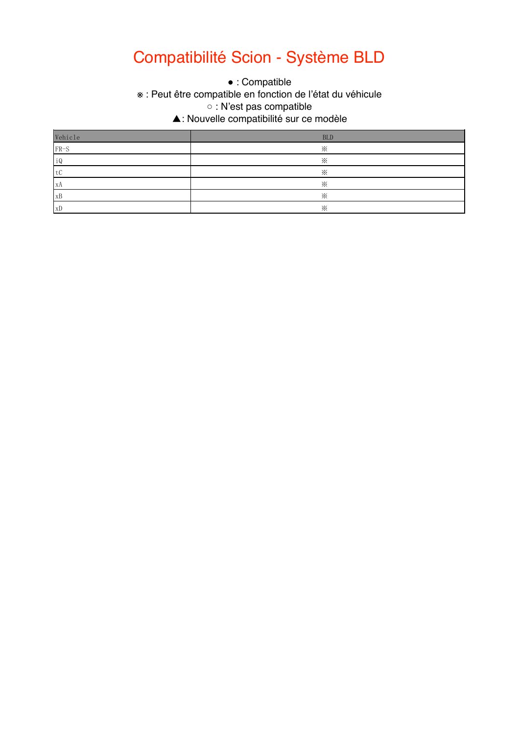# Compatibilité Scion - Système BLD

● : Compatible
※ : Peut être compatible en fonction de l'état du véhicule
○ : N'est pas compatible
▲: Nouvelle compatibilité sur ce modèle

| Vehicle | BLD |
|---|---|
| FR-S | ※ |
| iQ | ※ |
| tC | ※ |
| xA | ※ |
| xB | ※ |
| xD | ※ |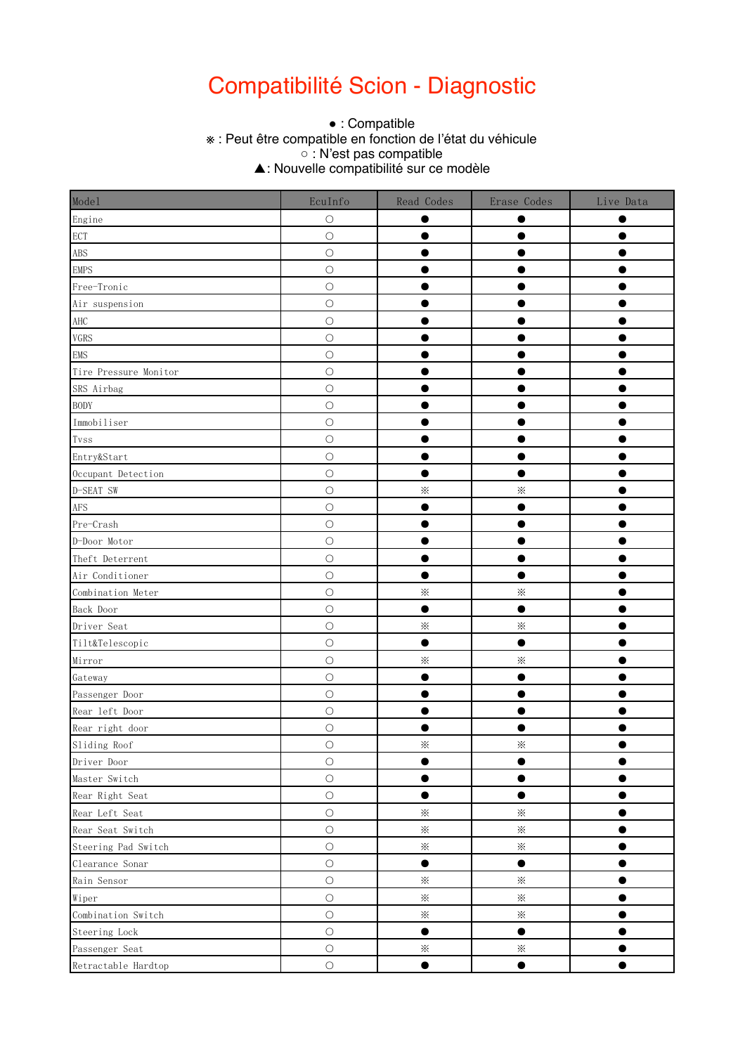# Compatibilité Scion - Diagnostic

● : Compatible
※ : Peut être compatible en fonction de l’état du véhicule
○ : N’est pas compatible
▲: Nouvelle compatibilité sur ce modèle

| Model | EcuInfo | Read Codes | Erase Codes | Live Data |
|---|---|---|---|---|
| Engine | ○ | ● | ● | ● |
| ECT | ○ | ● | ● | ● |
| ABS | ○ | ● | ● | ● |
| EMPS | ○ | ● | ● | ● |
| Free-Tronic | ○ | ● | ● | ● |
| Air suspension | ○ | ● | ● | ● |
| AHC | ○ | ● | ● | ● |
| VGRS | ○ | ● | ● | ● |
| EMS | ○ | ● | ● | ● |
| Tire Pressure Monitor | ○ | ● | ● | ● |
| SRS Airbag | ○ | ● | ● | ● |
| BODY | ○ | ● | ● | ● |
| Immobiliser | ○ | ● | ● | ● |
| Tvss | ○ | ● | ● | ● |
| Entry&Start | ○ | ● | ● | ● |
| Occupant Detection | ○ | ● | ● | ● |
| D-SEAT SW | ○ | ※ | ※ | ● |
| AFS | ○ | ● | ● | ● |
| Pre-Crash | ○ | ● | ● | ● |
| D-Door Motor | ○ | ● | ● | ● |
| Theft Deterrent | ○ | ● | ● | ● |
| Air Conditioner | ○ | ● | ● | ● |
| Combination Meter | ○ | ※ | ※ | ● |
| Back Door | ○ | ● | ● | ● |
| Driver Seat | ○ | ※ | ※ | ● |
| Tilt&Telescopic | ○ | ● | ● | ● |
| Mirror | ○ | ※ | ※ | ● |
| Gateway | ○ | ● | ● | ● |
| Passenger Door | ○ | ● | ● | ● |
| Rear left Door | ○ | ● | ● | ● |
| Rear right door | ○ | ● | ● | ● |
| Sliding Roof | ○ | ※ | ※ | ● |
| Driver Door | ○ | ● | ● | ● |
| Master Switch | ○ | ● | ● | ● |
| Rear Right Seat | ○ | ● | ● | ● |
| Rear Left Seat | ○ | ※ | ※ | ● |
| Rear Seat Switch | ○ | ※ | ※ | ● |
| Steering Pad Switch | ○ | ※ | ※ | ● |
| Clearance Sonar | ○ | ● | ● | ● |
| Rain Sensor | ○ | ※ | ※ | ● |
| Wiper | ○ | ※ | ※ | ● |
| Combination Switch | ○ | ※ | ※ | ● |
| Steering Lock | ○ | ● | ● | ● |
| Passenger Seat | ○ | ※ | ※ | ● |
| Retractable Hardtop | ○ | ● | ● | ● |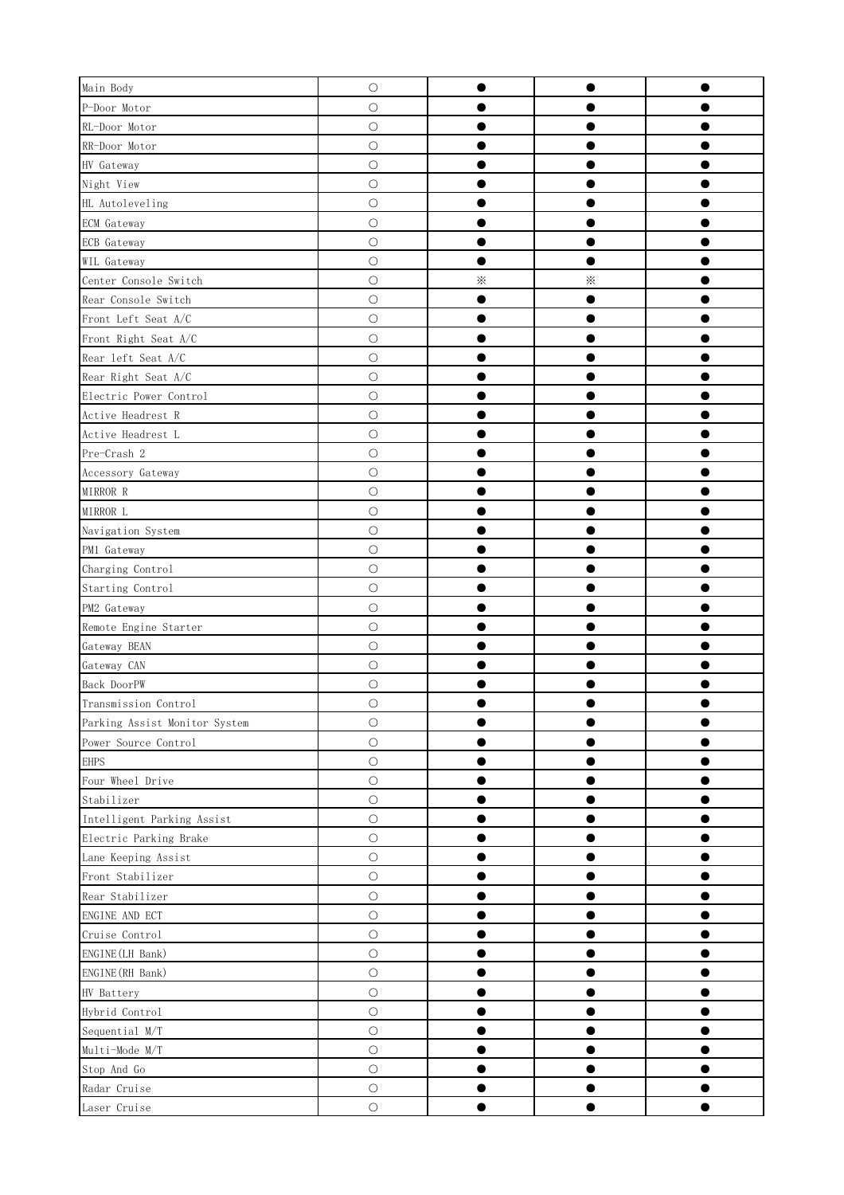| | | | | |
|---|---|---|---|---|
| Main Body | ○ | ● | ● | ● |
| P-Door Motor | ○ | ● | ● | ● |
| RL-Door Motor | ○ | ● | ● | ● |
| RR-Door Motor | ○ | ● | ● | ● |
| HV Gateway | ○ | ● | ● | ● |
| Night View | ○ | ● | ● | ● |
| HL Autoleveling | ○ | ● | ● | ● |
| ECM Gateway | ○ | ● | ● | ● |
| ECB Gateway | ○ | ● | ● | ● |
| WIL Gateway | ○ | ● | ● | ● |
| Center Console Switch | ○ | ※ | ※ | ● |
| Rear Console Switch | ○ | ● | ● | ● |
| Front Left Seat A/C | ○ | ● | ● | ● |
| Front Right Seat A/C | ○ | ● | ● | ● |
| Rear left Seat A/C | ○ | ● | ● | ● |
| Rear Right Seat A/C | ○ | ● | ● | ● |
| Electric Power Control | ○ | ● | ● | ● |
| Active Headrest R | ○ | ● | ● | ● |
| Active Headrest L | ○ | ● | ● | ● |
| Pre-Crash 2 | ○ | ● | ● | ● |
| Accessory Gateway | ○ | ● | ● | ● |
| MIRROR R | ○ | ● | ● | ● |
| MIRROR L | ○ | ● | ● | ● |
| Navigation System | ○ | ● | ● | ● |
| PM1 Gateway | ○ | ● | ● | ● |
| Charging Control | ○ | ● | ● | ● |
| Starting Control | ○ | ● | ● | ● |
| PM2 Gateway | ○ | ● | ● | ● |
| Remote Engine Starter | ○ | ● | ● | ● |
| Gateway BEAN | ○ | ● | ● | ● |
| Gateway CAN | ○ | ● | ● | ● |
| Back DoorPW | ○ | ● | ● | ● |
| Transmission Control | ○ | ● | ● | ● |
| Parking Assist Monitor System | ○ | ● | ● | ● |
| Power Source Control | ○ | ● | ● | ● |
| EHPS | ○ | ● | ● | ● |
| Four Wheel Drive | ○ | ● | ● | ● |
| Stabilizer | ○ | ● | ● | ● |
| Intelligent Parking Assist | ○ | ● | ● | ● |
| Electric Parking Brake | ○ | ● | ● | ● |
| Lane Keeping Assist | ○ | ● | ● | ● |
| Front Stabilizer | ○ | ● | ● | ● |
| Rear Stabilizer | ○ | ● | ● | ● |
| ENGINE AND ECT | ○ | ● | ● | ● |
| Cruise Control | ○ | ● | ● | ● |
| ENGINE(LH Bank) | ○ | ● | ● | ● |
| ENGINE(RH Bank) | ○ | ● | ● | ● |
| HV Battery | ○ | ● | ● | ● |
| Hybrid Control | ○ | ● | ● | ● |
| Sequential M/T | ○ | ● | ● | ● |
| Multi-Mode M/T | ○ | ● | ● | ● |
| Stop And Go | ○ | ● | ● | ● |
| Radar Cruise | ○ | ● | ● | ● |
| Laser Cruise | ○ | ● | ● | ● |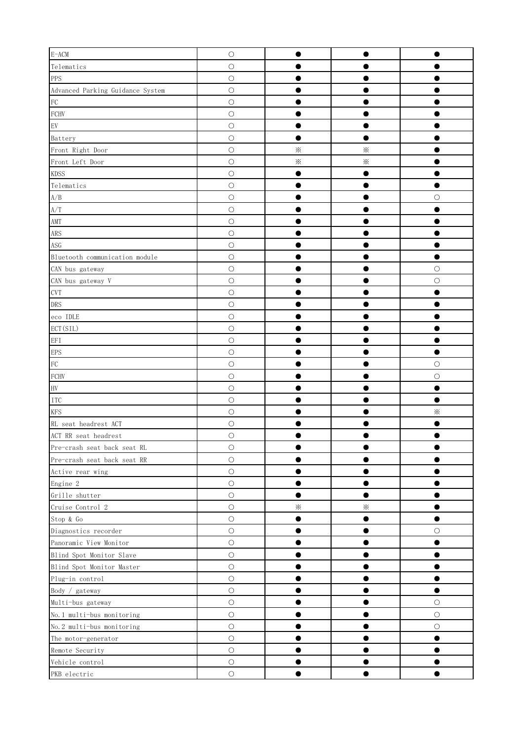| | | | | |
|---|---|---|---|---|
| E-ACM | ○ | ● | ● | ● |
| Telematics | ○ | ● | ● | ● |
| PPS | ○ | ● | ● | ● |
| Advanced Parking Guidance System | ○ | ● | ● | ● |
| FC | ○ | ● | ● | ● |
| FCHV | ○ | ● | ● | ● |
| EV | ○ | ● | ● | ● |
| Battery | ○ | ● | ● | ● |
| Front Right Door | ○ | ※ | ※ | ● |
| Front Left Door | ○ | ※ | ※ | ● |
| KDSS | ○ | ● | ● | ● |
| Telematics | ○ | ● | ● | ● |
| A/B | ○ | ● | ● | ○ |
| A/T | ○ | ● | ● | ● |
| AMT | ○ | ● | ● | ● |
| ARS | ○ | ● | ● | ● |
| ASG | ○ | ● | ● | ● |
| Bluetooth communication module | ○ | ● | ● | ● |
| CAN bus gateway | ○ | ● | ● | ○ |
| CAN bus gateway V | ○ | ● | ● | ○ |
| CVT | ○ | ● | ● | ● |
| DRS | ○ | ● | ● | ● |
| eco IDLE | ○ | ● | ● | ● |
| ECT(SIL) | ○ | ● | ● | ● |
| EFI | ○ | ● | ● | ● |
| EPS | ○ | ● | ● | ● |
| FC | ○ | ● | ● | ○ |
| FCHV | ○ | ● | ● | ○ |
| HV | ○ | ● | ● | ● |
| ITC | ○ | ● | ● | ● |
| KFS | ○ | ● | ● | ※ |
| RL seat headrest ACT | ○ | ● | ● | ● |
| ACT RR seat headrest | ○ | ● | ● | ● |
| Pre-crash seat back seat RL | ○ | ● | ● | ● |
| Pre-crash seat back seat RR | ○ | ● | ● | ● |
| Active rear wing | ○ | ● | ● | ● |
| Engine 2 | ○ | ● | ● | ● |
| Grille shutter | ○ | ● | ● | ● |
| Cruise Control 2 | ○ | ※ | ※ | ● |
| Stop & Go | ○ | ● | ● | ● |
| Diagnostics recorder | ○ | ● | ● | ○ |
| Panoramic View Monitor | ○ | ● | ● | ● |
| Blind Spot Monitor Slave | ○ | ● | ● | ● |
| Blind Spot Monitor Master | ○ | ● | ● | ● |
| Plug-in control | ○ | ● | ● | ● |
| Body / gateway | ○ | ● | ● | ● |
| Multi-bus gateway | ○ | ● | ● | ○ |
| No.1 multi-bus monitoring | ○ | ● | ● | ○ |
| No.2 multi-bus monitoring | ○ | ● | ● | ○ |
| The motor-generator | ○ | ● | ● | ● |
| Remote Security | ○ | ● | ● | ● |
| Vehicle control | ○ | ● | ● | ● |
| PKB electric | ○ | ● | ● | ● |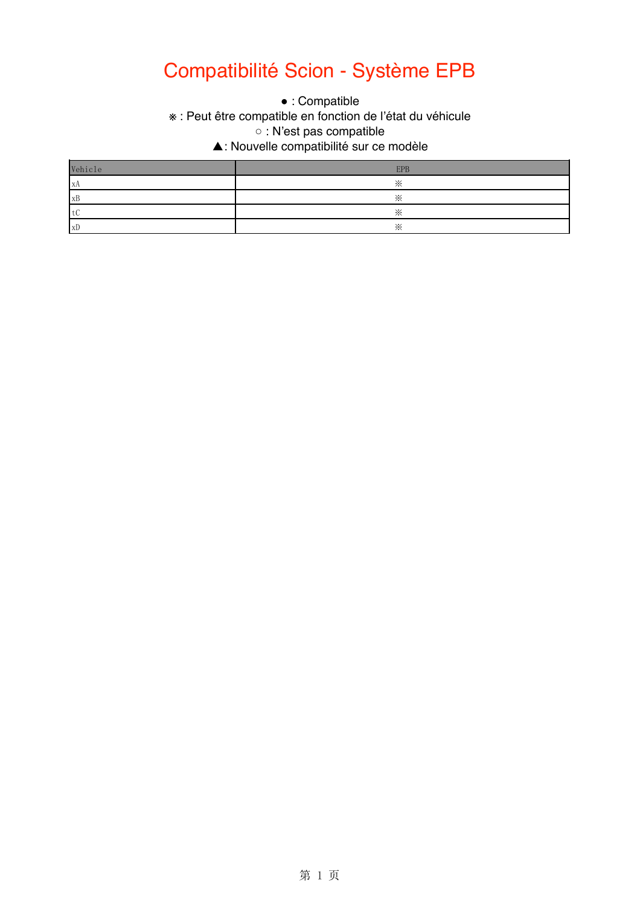# Compatibilité Scion - Système EPB

● : Compatible
※ : Peut être compatible en fonction de l’état du véhicule
○ : N’est pas compatible
▲: Nouvelle compatibilité sur ce modèle

| Vehicle | EPB |
|---|---|
| xA | ※ |
| xB | ※ |
| tC | ※ |
| xD | ※ |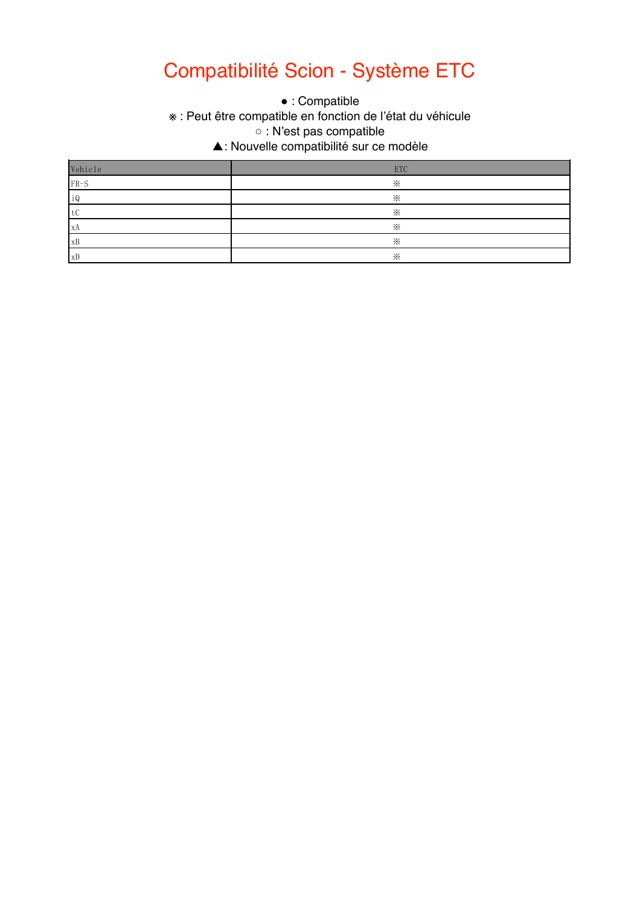# Compatibilité Scion - Système ETC

● : Compatible

※ : Peut être compatible en fonction de l'état du véhicule

○ : N'est pas compatible

▲: Nouvelle compatibilité sur ce modèle

| Vehicle | ETC |
|---|---|
| FR-S | ※ |
| iQ | ※ |
| tC | ※ |
| xA | ※ |
| xB | ※ |
| xD | ※ |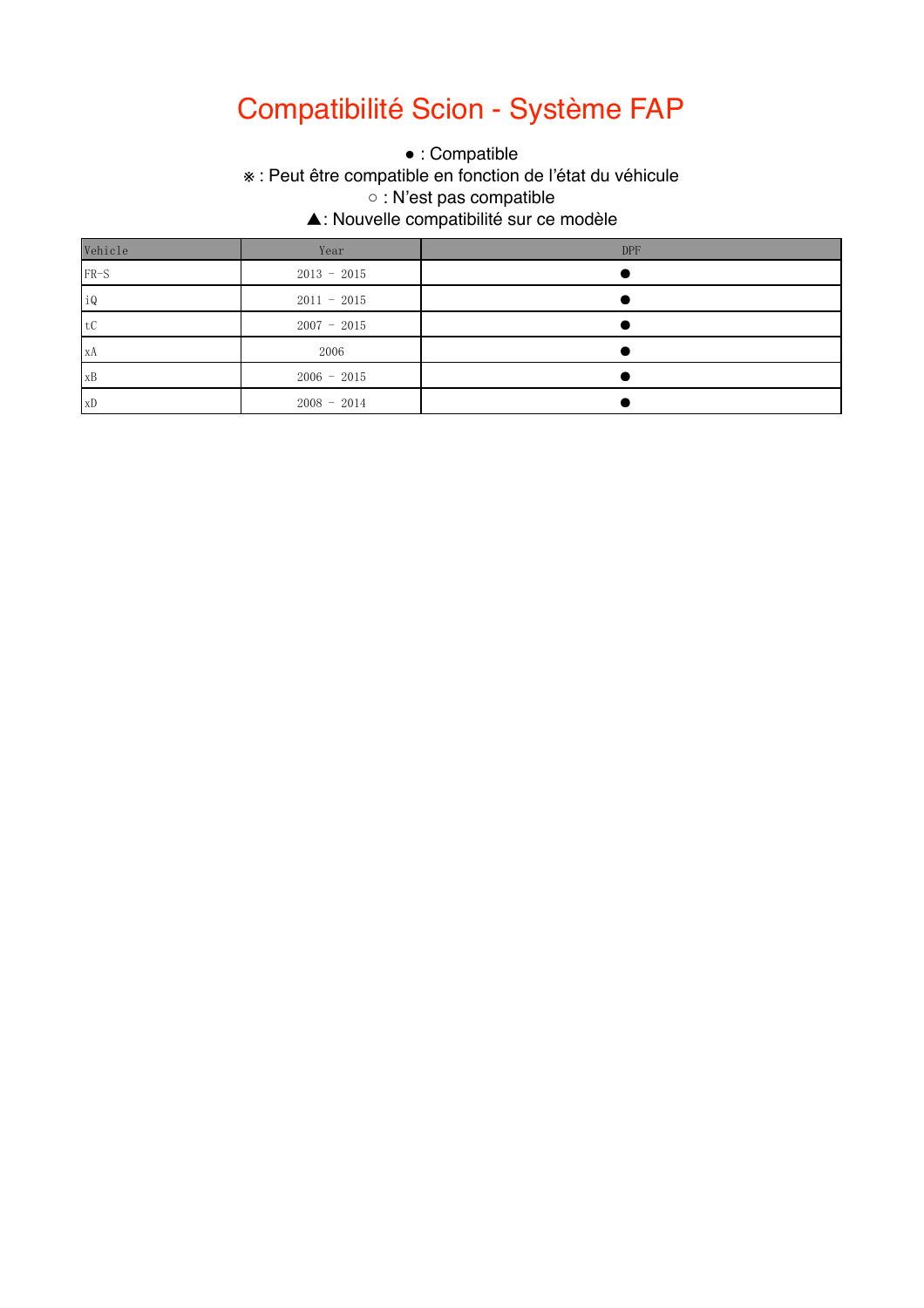# Compatibilité Scion - Système FAP

● : Compatible

※ : Peut être compatible en fonction de l'état du véhicule

○ : N'est pas compatible

▲: Nouvelle compatibilité sur ce modèle

| Vehicle | Year | DPF |
|---|---|---|
| FR-S | 2013 - 2015 | ● |
| iQ | 2011 - 2015 | ● |
| tC | 2007 - 2015 | ● |
| xA | 2006 | ● |
| xB | 2006 - 2015 | ● |
| xD | 2008 - 2014 | ● |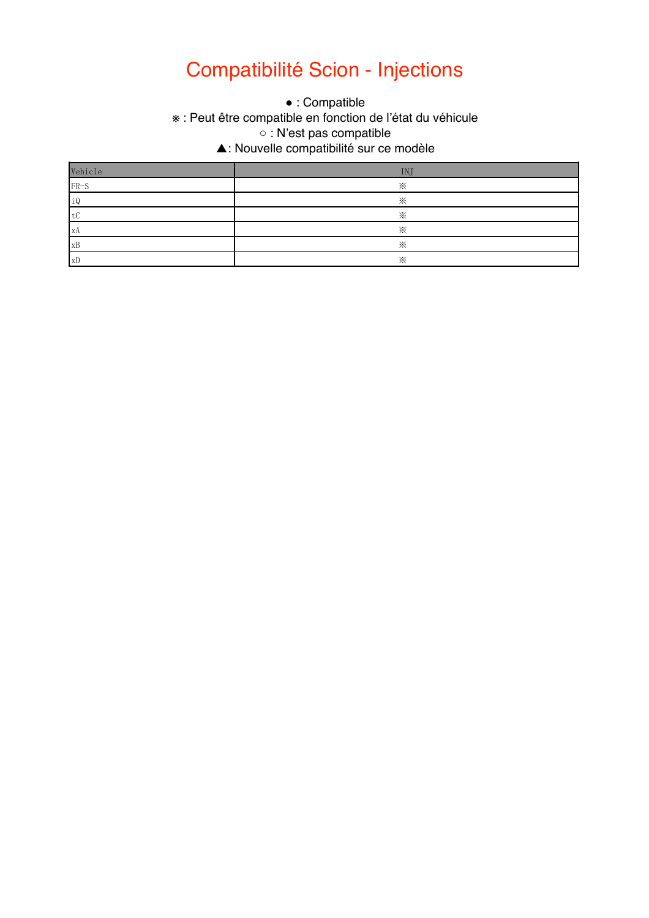# Compatibilité Scion - Injections

● : Compatible
※ : Peut être compatible en fonction de l'état du véhicule
○ : N'est pas compatible
▲: Nouvelle compatibilité sur ce modèle

| Vehicle | INJ |
| --- | --- |
| FR-S | ※ |
| iQ | ※ |
| tC | ※ |
| xA | ※ |
| xB | ※ |
| xD | ※ |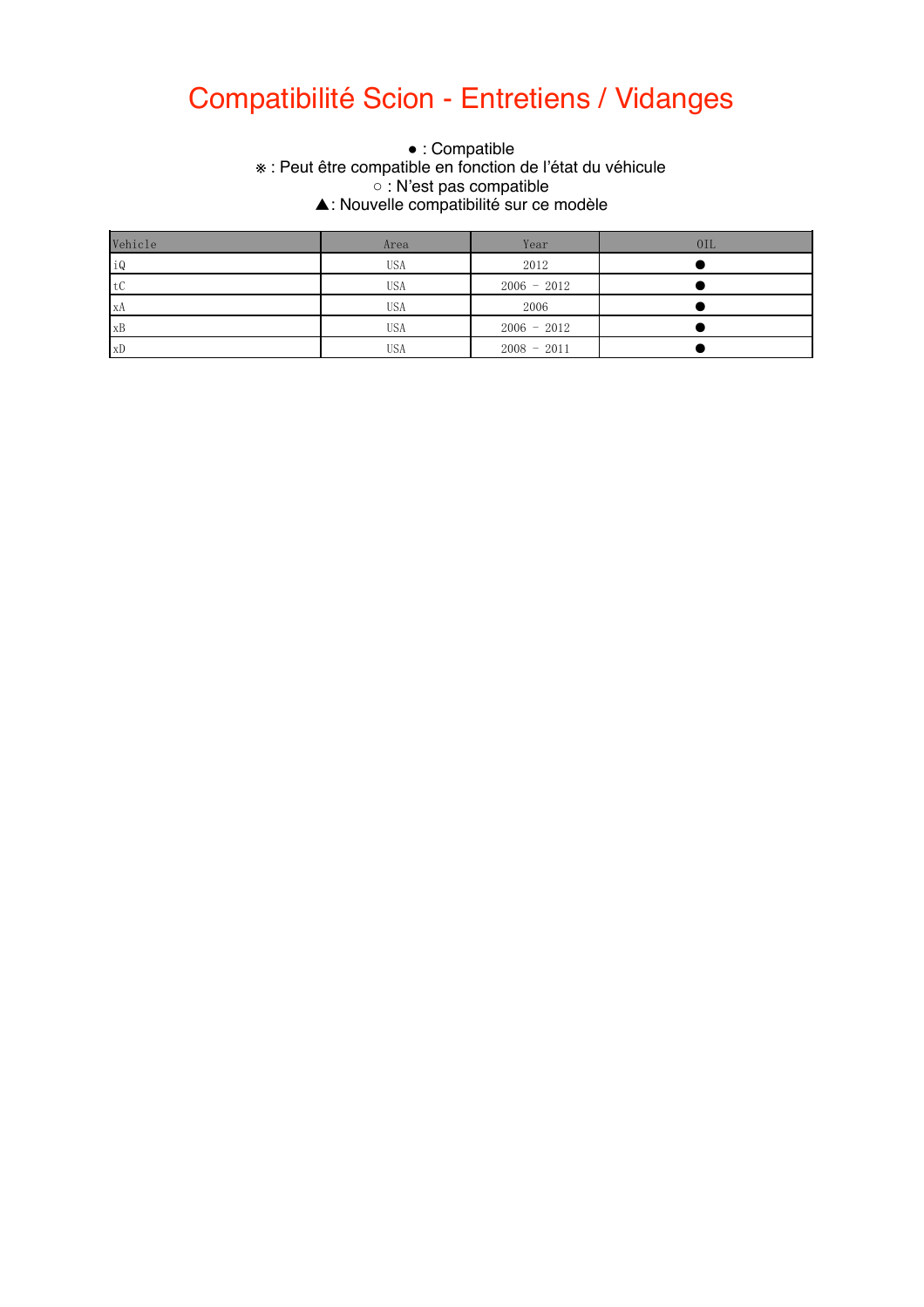# Compatibilité Scion - Entretiens / Vidanges

● : Compatible
※ : Peut être compatible en fonction de l'état du véhicule
○ : N'est pas compatible
▲: Nouvelle compatibilité sur ce modèle

| Vehicle | Area | Year | OIL |
|---|---|---|---|
| iQ | USA | 2012 | ● |
| tC | USA | 2006 - 2012 | ● |
| xA | USA | 2006 | ● |
| xB | USA | 2006 - 2012 | ● |
| xD | USA | 2008 - 2011 | ● |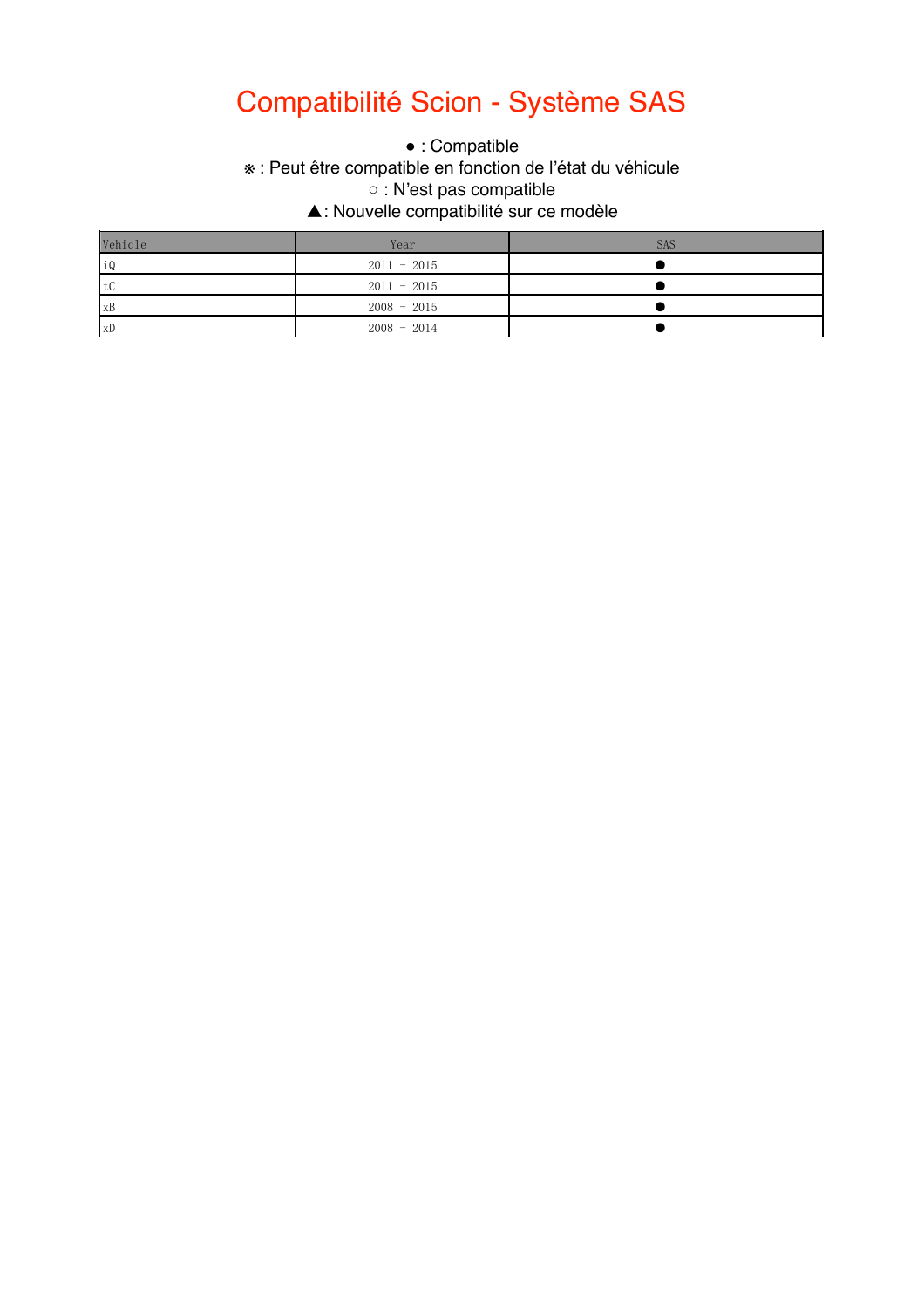# Compatibilité Scion - Système SAS

● : Compatible

※ : Peut être compatible en fonction de l'état du véhicule

○ : N'est pas compatible

▲: Nouvelle compatibilité sur ce modèle

| Vehicle | Year | SAS |
|---|---|---|
| iQ | 2011 - 2015 | ● |
| tC | 2011 - 2015 | ● |
| xB | 2008 - 2015 | ● |
| xD | 2008 - 2014 | ● |